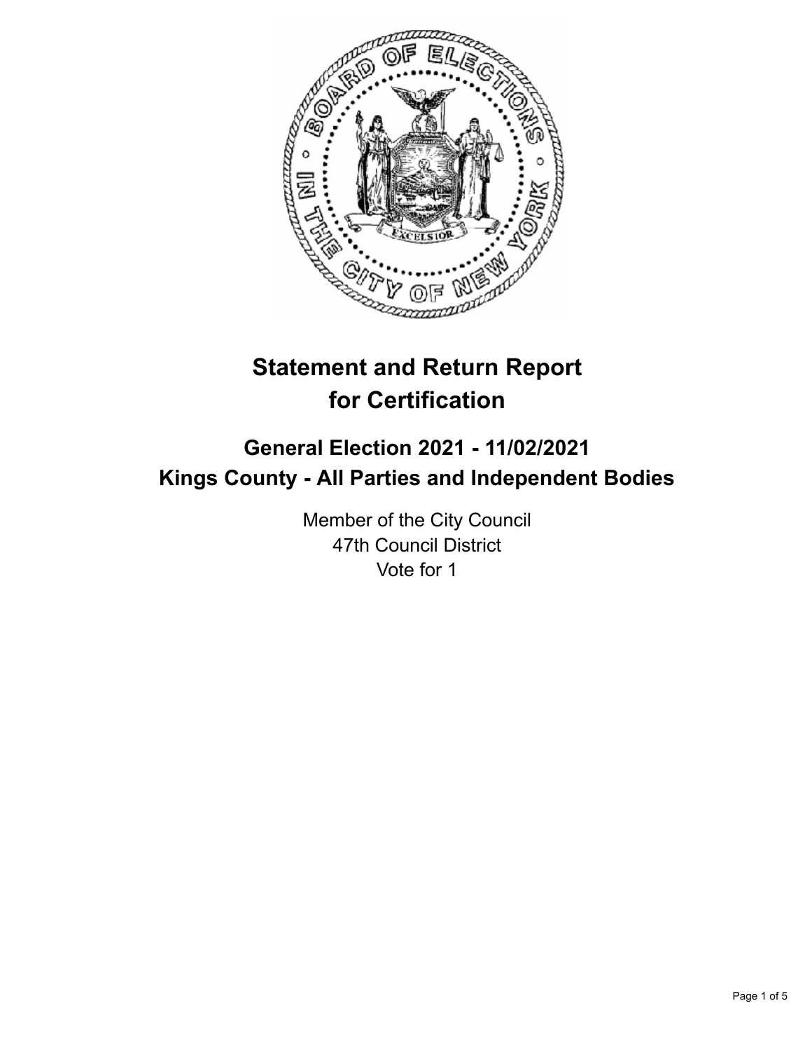# Statement and Return Report for Certification

## General Election 2021 - 11/02/2021
## Kings County - All Parties and Independent Bodies

Member of the City Council
47th Council District
Vote for 1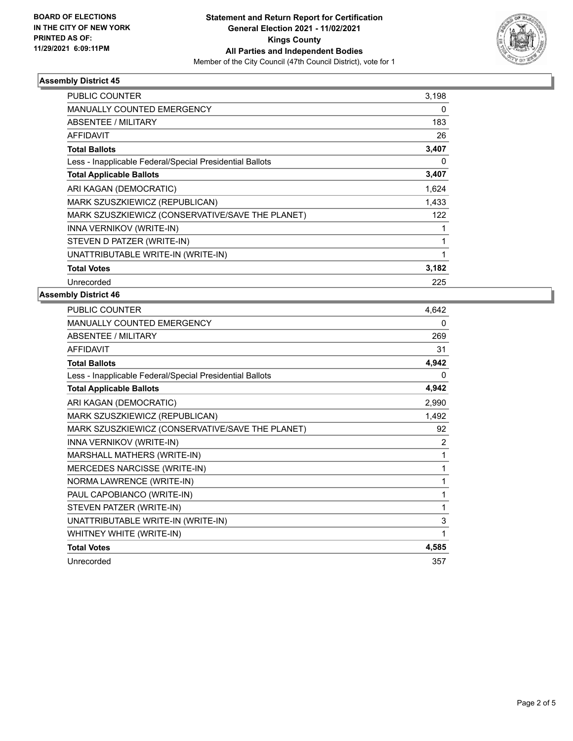**BOARD OF ELECTIONS IN THE CITY OF NEW YORK PRINTED AS OF: 11/29/2021 6:09:11PM**

**Statement and Return Report for Certification**
**General Election 2021 - 11/02/2021**
**Kings County**
**All Parties and Independent Bodies**
Member of the City Council (47th Council District), vote for 1

### Assembly District 45

| | |
|---|---|
| PUBLIC COUNTER | 3,198 |
| MANUALLY COUNTED EMERGENCY | 0 |
| ABSENTEE / MILITARY | 183 |
| AFFIDAVIT | 26 |
| **Total Ballots** | **3,407** |
| Less - Inapplicable Federal/Special Presidential Ballots | 0 |
| **Total Applicable Ballots** | **3,407** |
| ARI KAGAN (DEMOCRATIC) | 1,624 |
| MARK SZUSZKIEWICZ (REPUBLICAN) | 1,433 |
| MARK SZUSZKIEWICZ (CONSERVATIVE/SAVE THE PLANET) | 122 |
| INNA VERNIKOV (WRITE-IN) | 1 |
| STEVEN D PATZER (WRITE-IN) | 1 |
| UNATTRIBUTABLE WRITE-IN (WRITE-IN) | 1 |
| **Total Votes** | **3,182** |
| Unrecorded | 225 |

### Assembly District 46

| | |
|---|---|
| PUBLIC COUNTER | 4,642 |
| MANUALLY COUNTED EMERGENCY | 0 |
| ABSENTEE / MILITARY | 269 |
| AFFIDAVIT | 31 |
| **Total Ballots** | **4,942** |
| Less - Inapplicable Federal/Special Presidential Ballots | 0 |
| **Total Applicable Ballots** | **4,942** |
| ARI KAGAN (DEMOCRATIC) | 2,990 |
| MARK SZUSZKIEWICZ (REPUBLICAN) | 1,492 |
| MARK SZUSZKIEWICZ (CONSERVATIVE/SAVE THE PLANET) | 92 |
| INNA VERNIKOV (WRITE-IN) | 2 |
| MARSHALL MATHERS (WRITE-IN) | 1 |
| MERCEDES NARCISSE (WRITE-IN) | 1 |
| NORMA LAWRENCE (WRITE-IN) | 1 |
| PAUL CAPOBIANCO (WRITE-IN) | 1 |
| STEVEN PATZER (WRITE-IN) | 1 |
| UNATTRIBUTABLE WRITE-IN (WRITE-IN) | 3 |
| WHITNEY WHITE (WRITE-IN) | 1 |
| **Total Votes** | **4,585** |
| Unrecorded | 357 |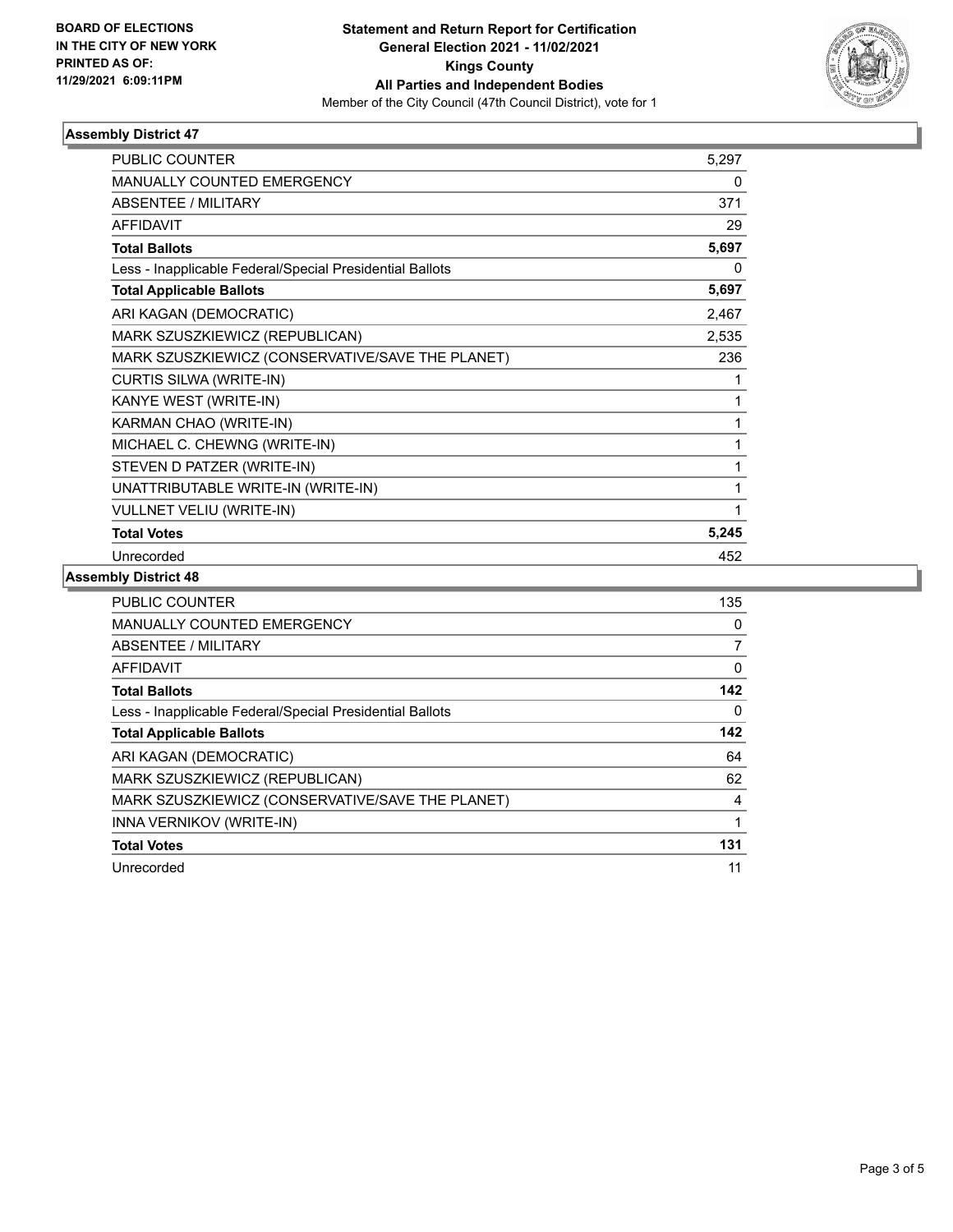**BOARD OF ELECTIONS IN THE CITY OF NEW YORK PRINTED AS OF: 11/29/2021 6:09:11PM**

**Statement and Return Report for Certification**
**General Election 2021 - 11/02/2021**
**Kings County**
**All Parties and Independent Bodies**
Member of the City Council (47th Council District), vote for 1

### Assembly District 47

| | |
|---|---|
| PUBLIC COUNTER | 5,297 |
| MANUALLY COUNTED EMERGENCY | 0 |
| ABSENTEE / MILITARY | 371 |
| AFFIDAVIT | 29 |
| **Total Ballots** | **5,697** |
| Less - Inapplicable Federal/Special Presidential Ballots | 0 |
| **Total Applicable Ballots** | **5,697** |
| ARI KAGAN (DEMOCRATIC) | 2,467 |
| MARK SZUSZKIEWICZ (REPUBLICAN) | 2,535 |
| MARK SZUSZKIEWICZ (CONSERVATIVE/SAVE THE PLANET) | 236 |
| CURTIS SILWA (WRITE-IN) | 1 |
| KANYE WEST (WRITE-IN) | 1 |
| KARMAN CHAO (WRITE-IN) | 1 |
| MICHAEL C. CHEWNG (WRITE-IN) | 1 |
| STEVEN D PATZER (WRITE-IN) | 1 |
| UNATTRIBUTABLE WRITE-IN (WRITE-IN) | 1 |
| VULLNET VELIU (WRITE-IN) | 1 |
| **Total Votes** | **5,245** |
| Unrecorded | 452 |

### Assembly District 48

| | |
|---|---|
| PUBLIC COUNTER | 135 |
| MANUALLY COUNTED EMERGENCY | 0 |
| ABSENTEE / MILITARY | 7 |
| AFFIDAVIT | 0 |
| **Total Ballots** | **142** |
| Less - Inapplicable Federal/Special Presidential Ballots | 0 |
| **Total Applicable Ballots** | **142** |
| ARI KAGAN (DEMOCRATIC) | 64 |
| MARK SZUSZKIEWICZ (REPUBLICAN) | 62 |
| MARK SZUSZKIEWICZ (CONSERVATIVE/SAVE THE PLANET) | 4 |
| INNA VERNIKOV (WRITE-IN) | 1 |
| **Total Votes** | **131** |
| Unrecorded | 11 |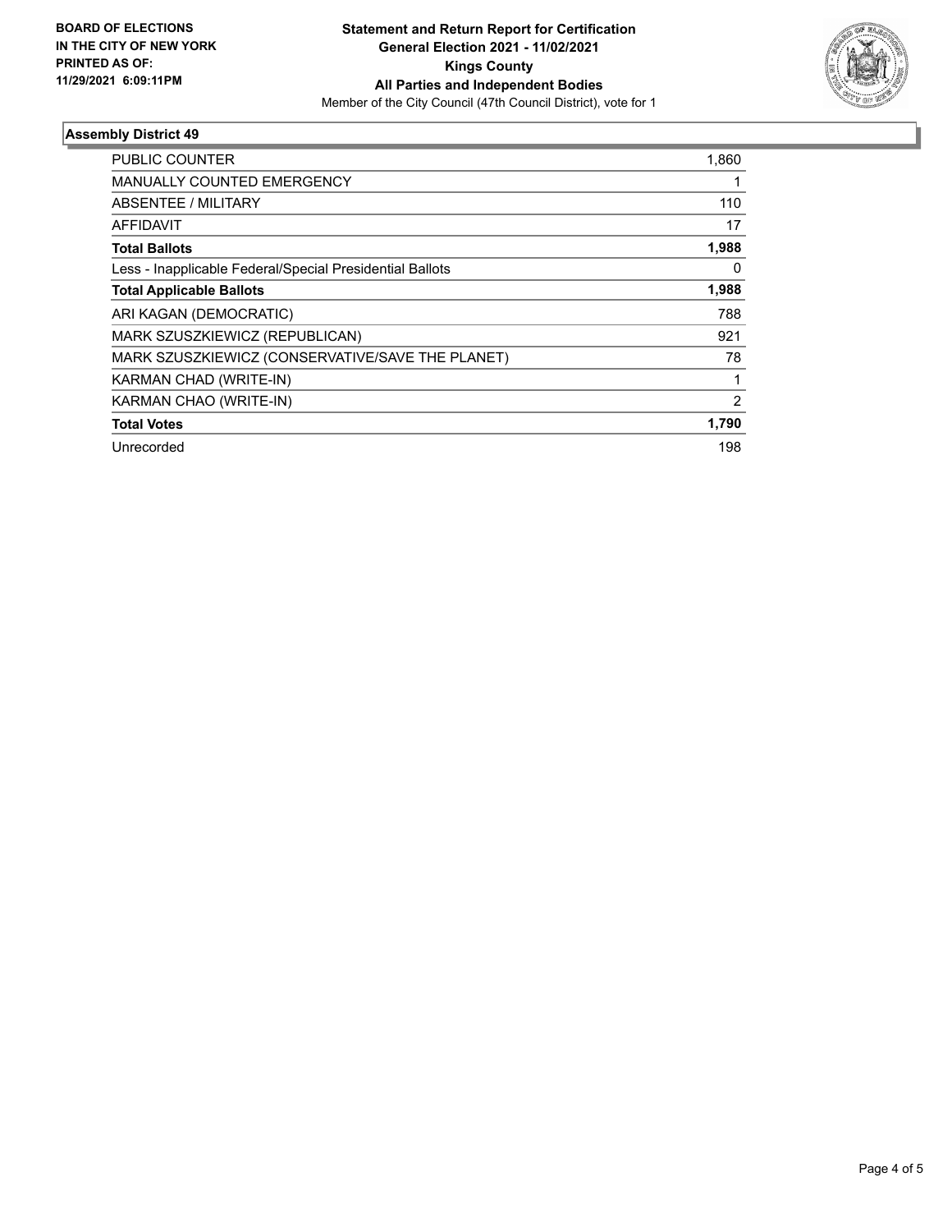**BOARD OF ELECTIONS IN THE CITY OF NEW YORK PRINTED AS OF: 11/29/2021 6:09:11PM**

**Statement and Return Report for Certification General Election 2021 - 11/02/2021 Kings County All Parties and Independent Bodies**

Member of the City Council (47th Council District), vote for 1

### Assembly District 49

| | |
|---|---|
| PUBLIC COUNTER | 1,860 |
| MANUALLY COUNTED EMERGENCY | 1 |
| ABSENTEE / MILITARY | 110 |
| AFFIDAVIT | 17 |
| **Total Ballots** | **1,988** |
| Less - Inapplicable Federal/Special Presidential Ballots | 0 |
| **Total Applicable Ballots** | **1,988** |
| ARI KAGAN (DEMOCRATIC) | 788 |
| MARK SZUSZKIEWICZ (REPUBLICAN) | 921 |
| MARK SZUSZKIEWICZ (CONSERVATIVE/SAVE THE PLANET) | 78 |
| KARMAN CHAD (WRITE-IN) | 1 |
| KARMAN CHAO (WRITE-IN) | 2 |
| **Total Votes** | **1,790** |
| Unrecorded | 198 |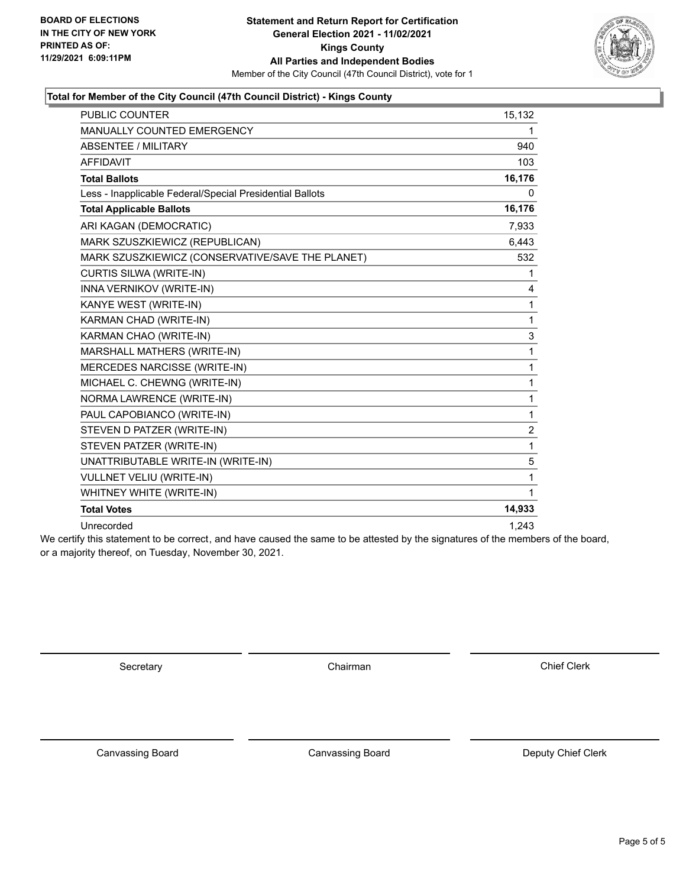**BOARD OF ELECTIONS IN THE CITY OF NEW YORK PRINTED AS OF: 11/29/2021 6:09:11PM**

**Statement and Return Report for Certification**
**General Election 2021 - 11/02/2021**
**Kings County**
**All Parties and Independent Bodies**
Member of the City Council (47th Council District), vote for 1

### Total for Member of the City Council (47th Council District) - Kings County

| | |
|---|---|
| PUBLIC COUNTER | 15,132 |
| MANUALLY COUNTED EMERGENCY | 1 |
| ABSENTEE / MILITARY | 940 |
| AFFIDAVIT | 103 |
| **Total Ballots** | **16,176** |
| Less - Inapplicable Federal/Special Presidential Ballots | 0 |
| **Total Applicable Ballots** | **16,176** |
| ARI KAGAN (DEMOCRATIC) | 7,933 |
| MARK SZUSZKIEWICZ (REPUBLICAN) | 6,443 |
| MARK SZUSZKIEWICZ (CONSERVATIVE/SAVE THE PLANET) | 532 |
| CURTIS SILWA (WRITE-IN) | 1 |
| INNA VERNIKOV (WRITE-IN) | 4 |
| KANYE WEST (WRITE-IN) | 1 |
| KARMAN CHAD (WRITE-IN) | 1 |
| KARMAN CHAO (WRITE-IN) | 3 |
| MARSHALL MATHERS (WRITE-IN) | 1 |
| MERCEDES NARCISSE (WRITE-IN) | 1 |
| MICHAEL C. CHEWNG (WRITE-IN) | 1 |
| NORMA LAWRENCE (WRITE-IN) | 1 |
| PAUL CAPOBIANCO (WRITE-IN) | 1 |
| STEVEN D PATZER (WRITE-IN) | 2 |
| STEVEN PATZER (WRITE-IN) | 1 |
| UNATTRIBUTABLE WRITE-IN (WRITE-IN) | 5 |
| VULLNET VELIU (WRITE-IN) | 1 |
| WHITNEY WHITE (WRITE-IN) | 1 |
| **Total Votes** | **14,933** |
| Unrecorded | 1,243 |

We certify this statement to be correct, and have caused the same to be attested by the signatures of the members of the board, or a majority thereof, on Tuesday, November 30, 2021.

Secretary | Chairman | Chief Clerk

Canvassing Board | Canvassing Board | Deputy Chief Clerk